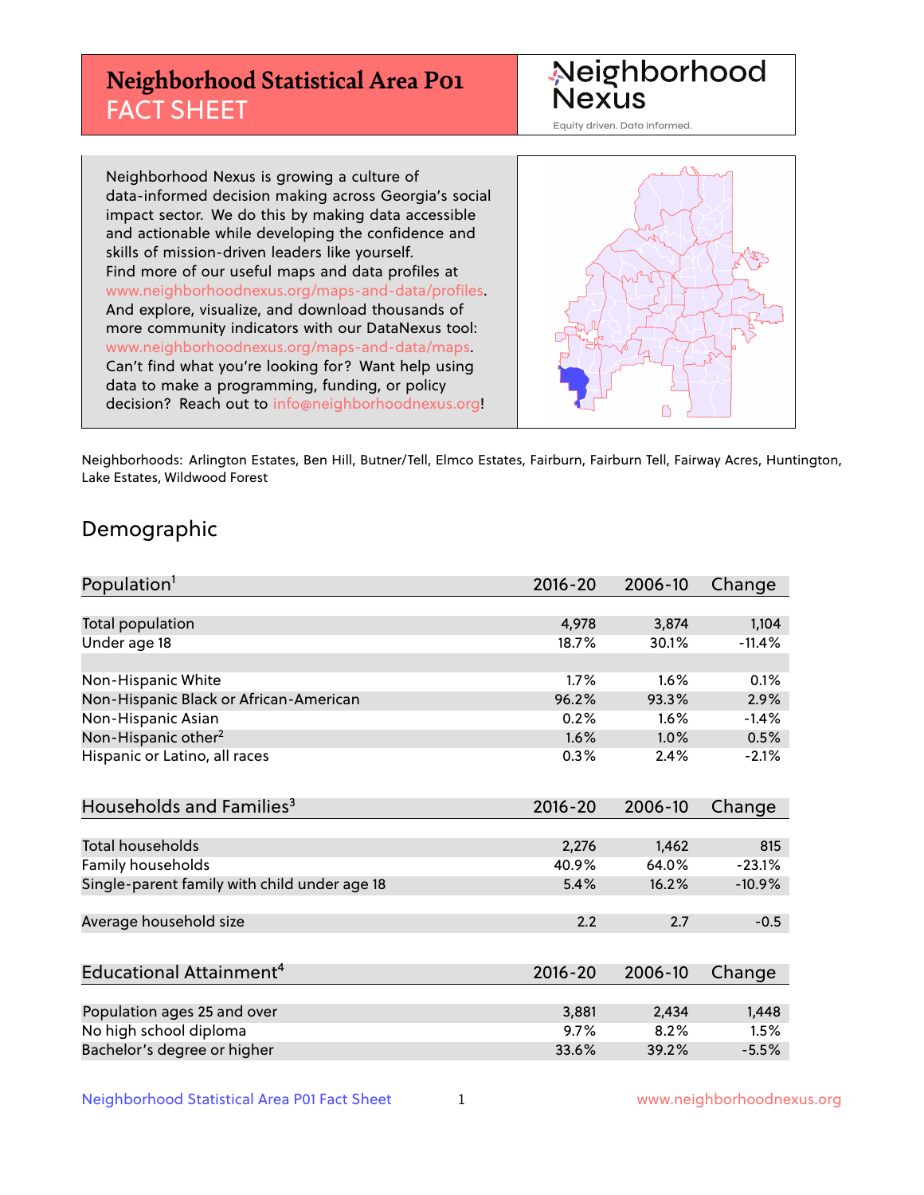# Neighborhood Statistical Area P01
## FACT SHEET

Neighborhood Nexus

Equity driven. Data informed.

Neighborhood Nexus is growing a culture of data-informed decision making across Georgia's social impact sector. We do this by making data accessible and actionable while developing the confidence and skills of mission-driven leaders like yourself. Find more of our useful maps and data profiles at www.neighborhoodnexus.org/maps-and-data/profiles. And explore, visualize, and download thousands of more community indicators with our DataNexus tool: www.neighborhoodnexus.org/maps-and-data/maps. Can't find what you're looking for? Want help using data to make a programming, funding, or policy decision? Reach out to info@neighborhoodnexus.org!

Neighborhoods: Arlington Estates, Ben Hill, Butner/Tell, Elmco Estates, Fairburn, Fairburn Tell, Fairway Acres, Huntington, Lake Estates, Wildwood Forest

## Demographic

| Population[1] | 2016-20 | 2006-10 | Change |
|---|---|---|---|
| Total population | 4,978 | 3,874 | 1,104 |
| Under age 18 | 18.7% | 30.1% | -11.4% |
| | | | |
| Non-Hispanic White | 1.7% | 1.6% | 0.1% |
| Non-Hispanic Black or African-American | 96.2% | 93.3% | 2.9% |
| Non-Hispanic Asian | 0.2% | 1.6% | -1.4% |
| Non-Hispanic other[2] | 1.6% | 1.0% | 0.5% |
| Hispanic or Latino, all races | 0.3% | 2.4% | -2.1% |

| Households and Families[3] | 2016-20 | 2006-10 | Change |
|---|---|---|---|
| Total households | 2,276 | 1,462 | 815 |
| Family households | 40.9% | 64.0% | -23.1% |
| Single-parent family with child under age 18 | 5.4% | 16.2% | -10.9% |
| | | | |
| Average household size | 2.2 | 2.7 | -0.5 |

| Educational Attainment[4] | 2016-20 | 2006-10 | Change |
|---|---|---|---|
| Population ages 25 and over | 3,881 | 2,434 | 1,448 |
| No high school diploma | 9.7% | 8.2% | 1.5% |
| Bachelor's degree or higher | 33.6% | 39.2% | -5.5% |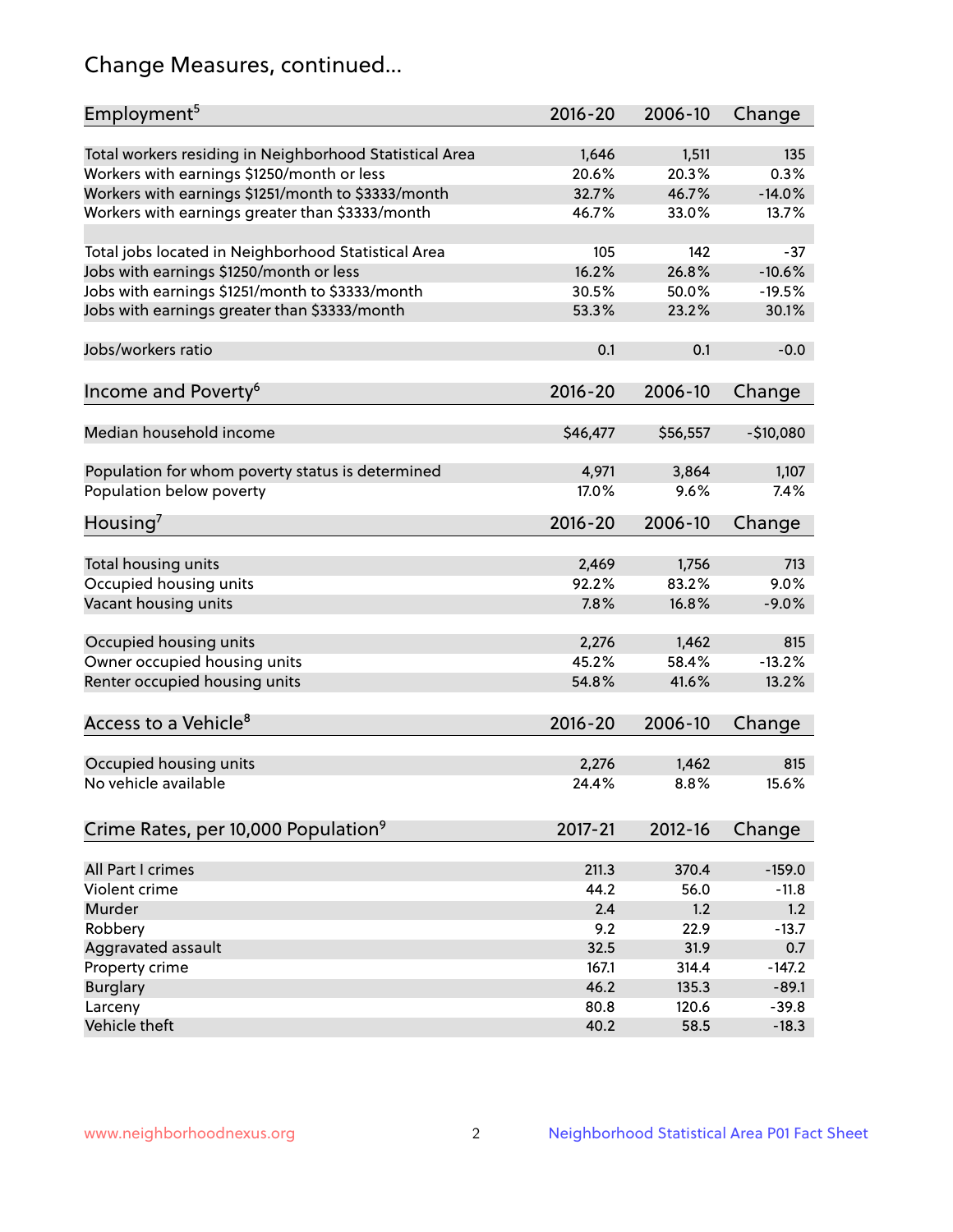# Change Measures, continued...

| Employment[5] | 2016-20 | 2006-10 | Change |
|---|---|---|---|
| Total workers residing in Neighborhood Statistical Area | 1,646 | 1,511 | 135 |
| Workers with earnings $1250/month or less | 20.6% | 20.3% | 0.3% |
| Workers with earnings $1251/month to $3333/month | 32.7% | 46.7% | -14.0% |
| Workers with earnings greater than $3333/month | 46.7% | 33.0% | 13.7% |
| | | | |
| Total jobs located in Neighborhood Statistical Area | 105 | 142 | -37 |
| Jobs with earnings $1250/month or less | 16.2% | 26.8% | -10.6% |
| Jobs with earnings $1251/month to $3333/month | 30.5% | 50.0% | -19.5% |
| Jobs with earnings greater than $3333/month | 53.3% | 23.2% | 30.1% |
| | | | |
| Jobs/workers ratio | 0.1 | 0.1 | -0.0 |

| Income and Poverty[6] | 2016-20 | 2006-10 | Change |
|---|---|---|---|
| Median household income | $46,477 | $56,557 | -$10,080 |
| | | | |
| Population for whom poverty status is determined | 4,971 | 3,864 | 1,107 |
| Population below poverty | 17.0% | 9.6% | 7.4% |

| Housing[7] | 2016-20 | 2006-10 | Change |
|---|---|---|---|
| Total housing units | 2,469 | 1,756 | 713 |
| Occupied housing units | 92.2% | 83.2% | 9.0% |
| Vacant housing units | 7.8% | 16.8% | -9.0% |
| | | | |
| Occupied housing units | 2,276 | 1,462 | 815 |
| Owner occupied housing units | 45.2% | 58.4% | -13.2% |
| Renter occupied housing units | 54.8% | 41.6% | 13.2% |

| Access to a Vehicle[8] | 2016-20 | 2006-10 | Change |
|---|---|---|---|
| Occupied housing units | 2,276 | 1,462 | 815 |
| No vehicle available | 24.4% | 8.8% | 15.6% |

| Crime Rates, per 10,000 Population[9] | 2017-21 | 2012-16 | Change |
|---|---|---|---|
| All Part I crimes | 211.3 | 370.4 | -159.0 |
| Violent crime | 44.2 | 56.0 | -11.8 |
| Murder | 2.4 | 1.2 | 1.2 |
| Robbery | 9.2 | 22.9 | -13.7 |
| Aggravated assault | 32.5 | 31.9 | 0.7 |
| Property crime | 167.1 | 314.4 | -147.2 |
| Burglary | 46.2 | 135.3 | -89.1 |
| Larceny | 80.8 | 120.6 | -39.8 |
| Vehicle theft | 40.2 | 58.5 | -18.3 |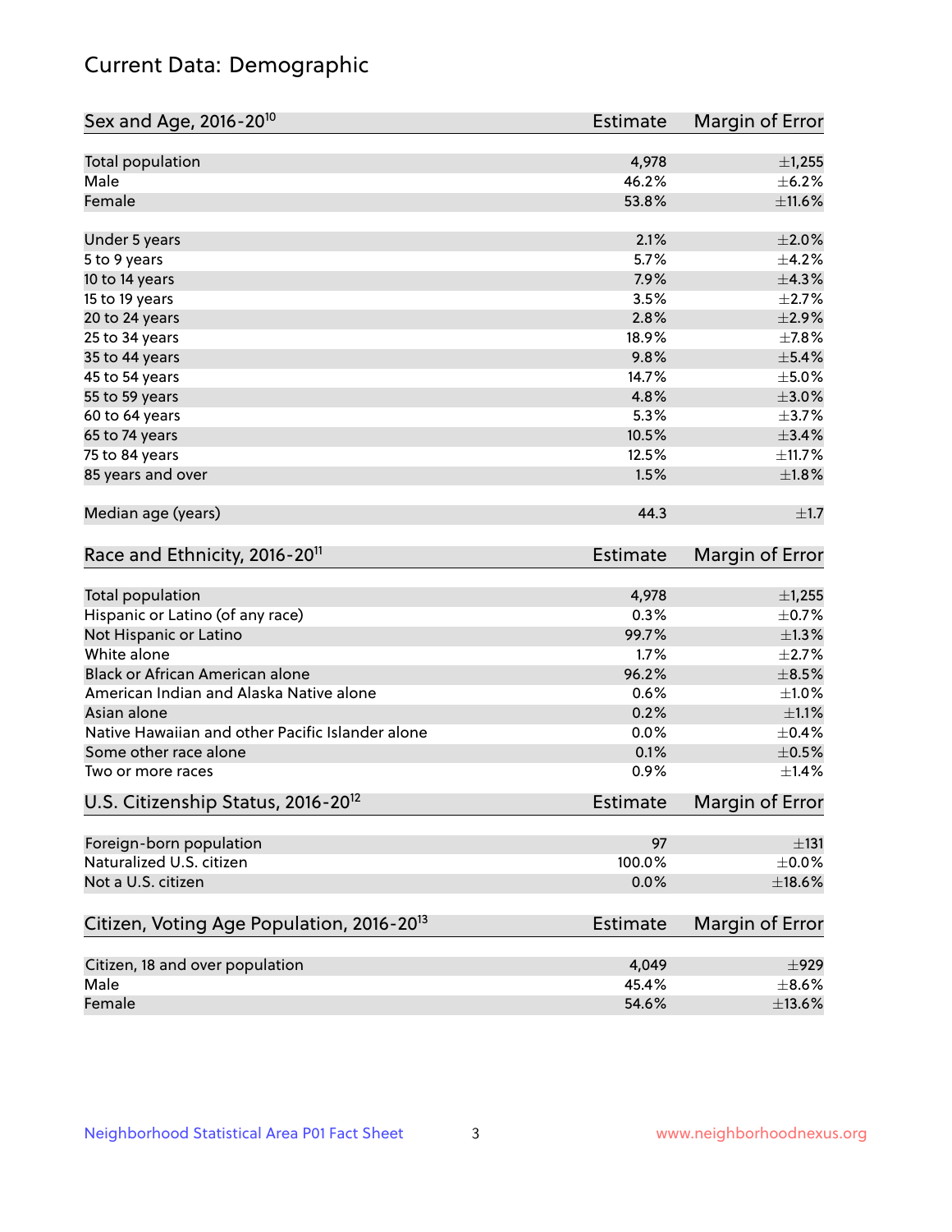# Current Data: Demographic

| Sex and Age, 2016-20[10] | Estimate | Margin of Error |
|---|---|---|
| Total population | 4,978 | ±1,255 |
| Male | 46.2% | ±6.2% |
| Female | 53.8% | ±11.6% |
| Under 5 years | 2.1% | ±2.0% |
| 5 to 9 years | 5.7% | ±4.2% |
| 10 to 14 years | 7.9% | ±4.3% |
| 15 to 19 years | 3.5% | ±2.7% |
| 20 to 24 years | 2.8% | ±2.9% |
| 25 to 34 years | 18.9% | ±7.8% |
| 35 to 44 years | 9.8% | ±5.4% |
| 45 to 54 years | 14.7% | ±5.0% |
| 55 to 59 years | 4.8% | ±3.0% |
| 60 to 64 years | 5.3% | ±3.7% |
| 65 to 74 years | 10.5% | ±3.4% |
| 75 to 84 years | 12.5% | ±11.7% |
| 85 years and over | 1.5% | ±1.8% |
| Median age (years) | 44.3 | ±1.7 |

| Race and Ethnicity, 2016-20[11] | Estimate | Margin of Error |
|---|---|---|
| Total population | 4,978 | ±1,255 |
| Hispanic or Latino (of any race) | 0.3% | ±0.7% |
| Not Hispanic or Latino | 99.7% | ±1.3% |
| White alone | 1.7% | ±2.7% |
| Black or African American alone | 96.2% | ±8.5% |
| American Indian and Alaska Native alone | 0.6% | ±1.0% |
| Asian alone | 0.2% | ±1.1% |
| Native Hawaiian and other Pacific Islander alone | 0.0% | ±0.4% |
| Some other race alone | 0.1% | ±0.5% |
| Two or more races | 0.9% | ±1.4% |

| U.S. Citizenship Status, 2016-20[12] | Estimate | Margin of Error |
|---|---|---|
| Foreign-born population | 97 | ±131 |
| Naturalized U.S. citizen | 100.0% | ±0.0% |
| Not a U.S. citizen | 0.0% | ±18.6% |

| Citizen, Voting Age Population, 2016-20[13] | Estimate | Margin of Error |
|---|---|---|
| Citizen, 18 and over population | 4,049 | ±929 |
| Male | 45.4% | ±8.6% |
| Female | 54.6% | ±13.6% |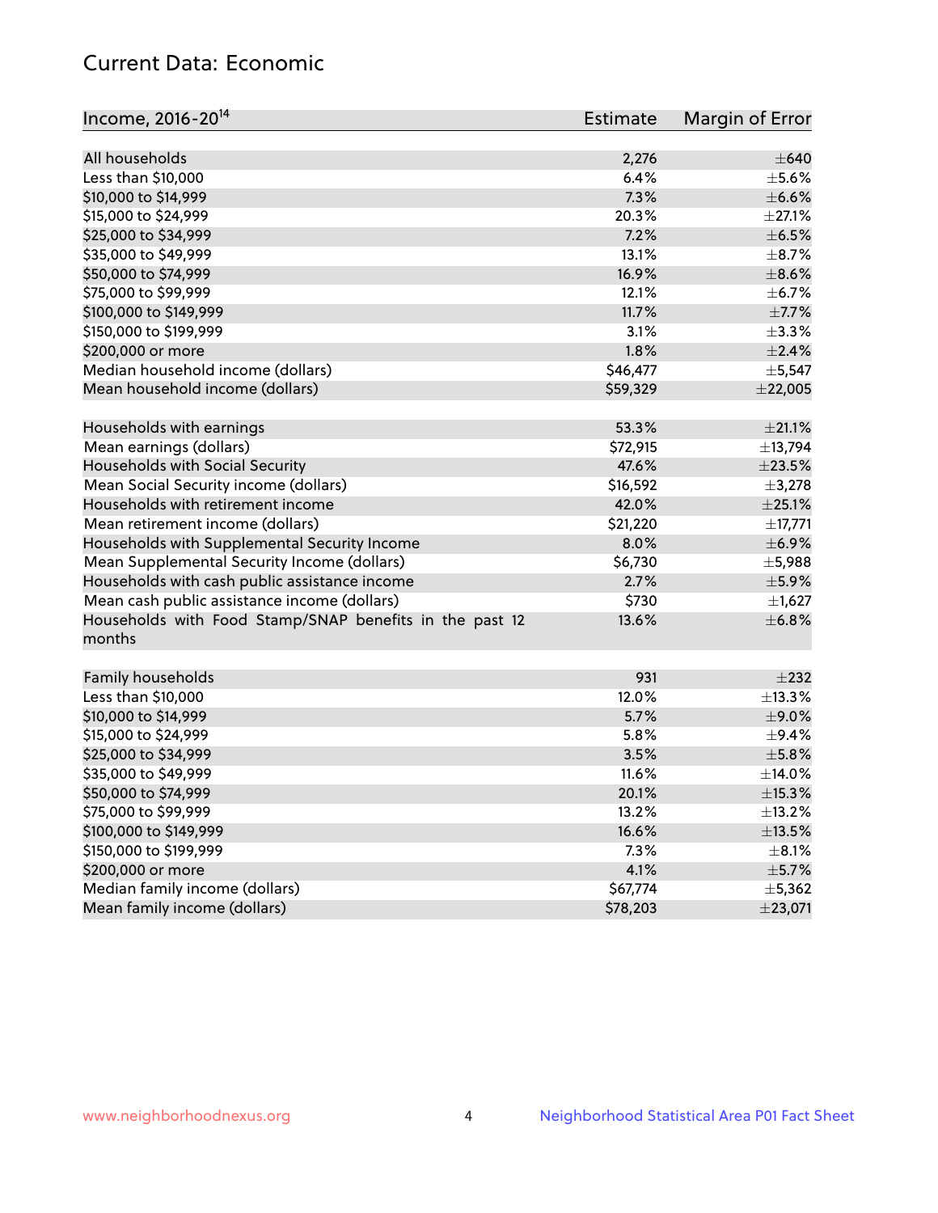## Current Data: Economic

| Income, 2016-20[14] | Estimate | Margin of Error |
|---|---|---|
| All households | 2,276 | ±640 |
| Less than \$10,000 | 6.4% | ±5.6% |
| \$10,000 to \$14,999 | 7.3% | ±6.6% |
| \$15,000 to \$24,999 | 20.3% | ±27.1% |
| \$25,000 to \$34,999 | 7.2% | ±6.5% |
| \$35,000 to \$49,999 | 13.1% | ±8.7% |
| \$50,000 to \$74,999 | 16.9% | ±8.6% |
| \$75,000 to \$99,999 | 12.1% | ±6.7% |
| \$100,000 to \$149,999 | 11.7% | ±7.7% |
| \$150,000 to \$199,999 | 3.1% | ±3.3% |
| \$200,000 or more | 1.8% | ±2.4% |
| Median household income (dollars) | \$46,477 | ±5,547 |
| Mean household income (dollars) | \$59,329 | ±22,005 |
| | | |
| Households with earnings | 53.3% | ±21.1% |
| Mean earnings (dollars) | \$72,915 | ±13,794 |
| Households with Social Security | 47.6% | ±23.5% |
| Mean Social Security income (dollars) | \$16,592 | ±3,278 |
| Households with retirement income | 42.0% | ±25.1% |
| Mean retirement income (dollars) | \$21,220 | ±17,771 |
| Households with Supplemental Security Income | 8.0% | ±6.9% |
| Mean Supplemental Security Income (dollars) | \$6,730 | ±5,988 |
| Households with cash public assistance income | 2.7% | ±5.9% |
| Mean cash public assistance income (dollars) | \$730 | ±1,627 |
| Households with Food Stamp/SNAP benefits in the past 12 months | 13.6% | ±6.8% |
| | | |
| Family households | 931 | ±232 |
| Less than \$10,000 | 12.0% | ±13.3% |
| \$10,000 to \$14,999 | 5.7% | ±9.0% |
| \$15,000 to \$24,999 | 5.8% | ±9.4% |
| \$25,000 to \$34,999 | 3.5% | ±5.8% |
| \$35,000 to \$49,999 | 11.6% | ±14.0% |
| \$50,000 to \$74,999 | 20.1% | ±15.3% |
| \$75,000 to \$99,999 | 13.2% | ±13.2% |
| \$100,000 to \$149,999 | 16.6% | ±13.5% |
| \$150,000 to \$199,999 | 7.3% | ±8.1% |
| \$200,000 or more | 4.1% | ±5.7% |
| Median family income (dollars) | \$67,774 | ±5,362 |
| Mean family income (dollars) | \$78,203 | ±23,071 |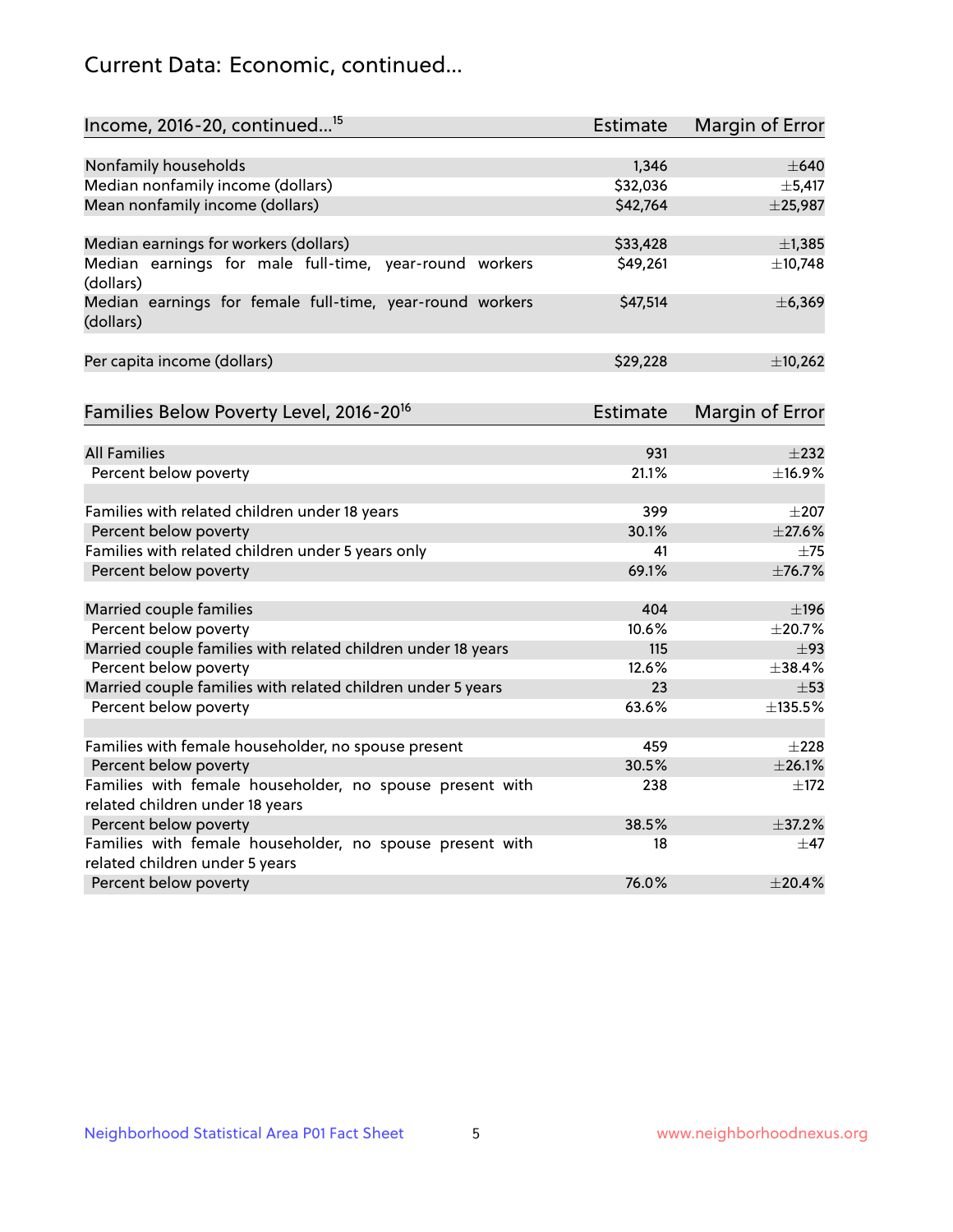## Current Data: Economic, continued...

| Income, 2016-20, continued...[15] | Estimate | Margin of Error |
|---|---|---|
| Nonfamily households | 1,346 | ±640 |
| Median nonfamily income (dollars) | $32,036 | ±5,417 |
| Mean nonfamily income (dollars) | $42,764 | ±25,987 |
| | | |
| Median earnings for workers (dollars) | $33,428 | ±1,385 |
| Median earnings for male full-time, year-round workers (dollars) | $49,261 | ±10,748 |
| Median earnings for female full-time, year-round workers (dollars) | $47,514 | ±6,369 |
| | | |
| Per capita income (dollars) | $29,228 | ±10,262 |

| Families Below Poverty Level, 2016-20[16] | Estimate | Margin of Error |
|---|---|---|
| All Families | 931 | ±232 |
| Percent below poverty | 21.1% | ±16.9% |
| | | |
| Families with related children under 18 years | 399 | ±207 |
| Percent below poverty | 30.1% | ±27.6% |
| Families with related children under 5 years only | 41 | ±75 |
| Percent below poverty | 69.1% | ±76.7% |
| | | |
| Married couple families | 404 | ±196 |
| Percent below poverty | 10.6% | ±20.7% |
| Married couple families with related children under 18 years | 115 | ±93 |
| Percent below poverty | 12.6% | ±38.4% |
| Married couple families with related children under 5 years | 23 | ±53 |
| Percent below poverty | 63.6% | ±135.5% |
| | | |
| Families with female householder, no spouse present | 459 | ±228 |
| Percent below poverty | 30.5% | ±26.1% |
| Families with female householder, no spouse present with related children under 18 years | 238 | ±172 |
| Percent below poverty | 38.5% | ±37.2% |
| Families with female householder, no spouse present with related children under 5 years | 18 | ±47 |
| Percent below poverty | 76.0% | ±20.4% |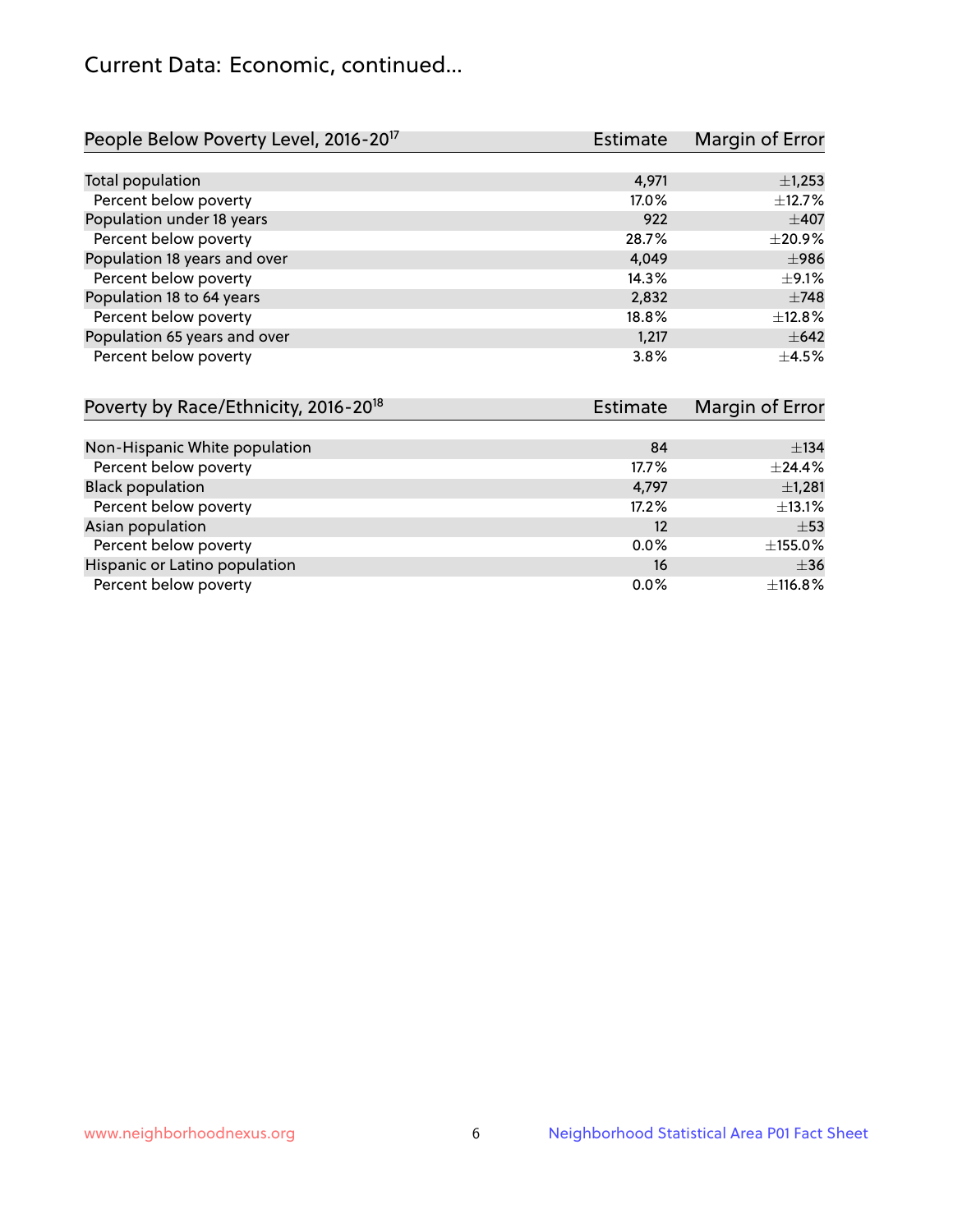# Current Data: Economic, continued...

| People Below Poverty Level, 2016-20[17] | Estimate | Margin of Error |
|---|---|---|
| Total population | 4,971 | ±1,253 |
| Percent below poverty | 17.0% | ±12.7% |
| Population under 18 years | 922 | ±407 |
| Percent below poverty | 28.7% | ±20.9% |
| Population 18 years and over | 4,049 | ±986 |
| Percent below poverty | 14.3% | ±9.1% |
| Population 18 to 64 years | 2,832 | ±748 |
| Percent below poverty | 18.8% | ±12.8% |
| Population 65 years and over | 1,217 | ±642 |
| Percent below poverty | 3.8% | ±4.5% |

| Poverty by Race/Ethnicity, 2016-20[18] | Estimate | Margin of Error |
|---|---|---|
| Non-Hispanic White population | 84 | ±134 |
| Percent below poverty | 17.7% | ±24.4% |
| Black population | 4,797 | ±1,281 |
| Percent below poverty | 17.2% | ±13.1% |
| Asian population | 12 | ±53 |
| Percent below poverty | 0.0% | ±155.0% |
| Hispanic or Latino population | 16 | ±36 |
| Percent below poverty | 0.0% | ±116.8% |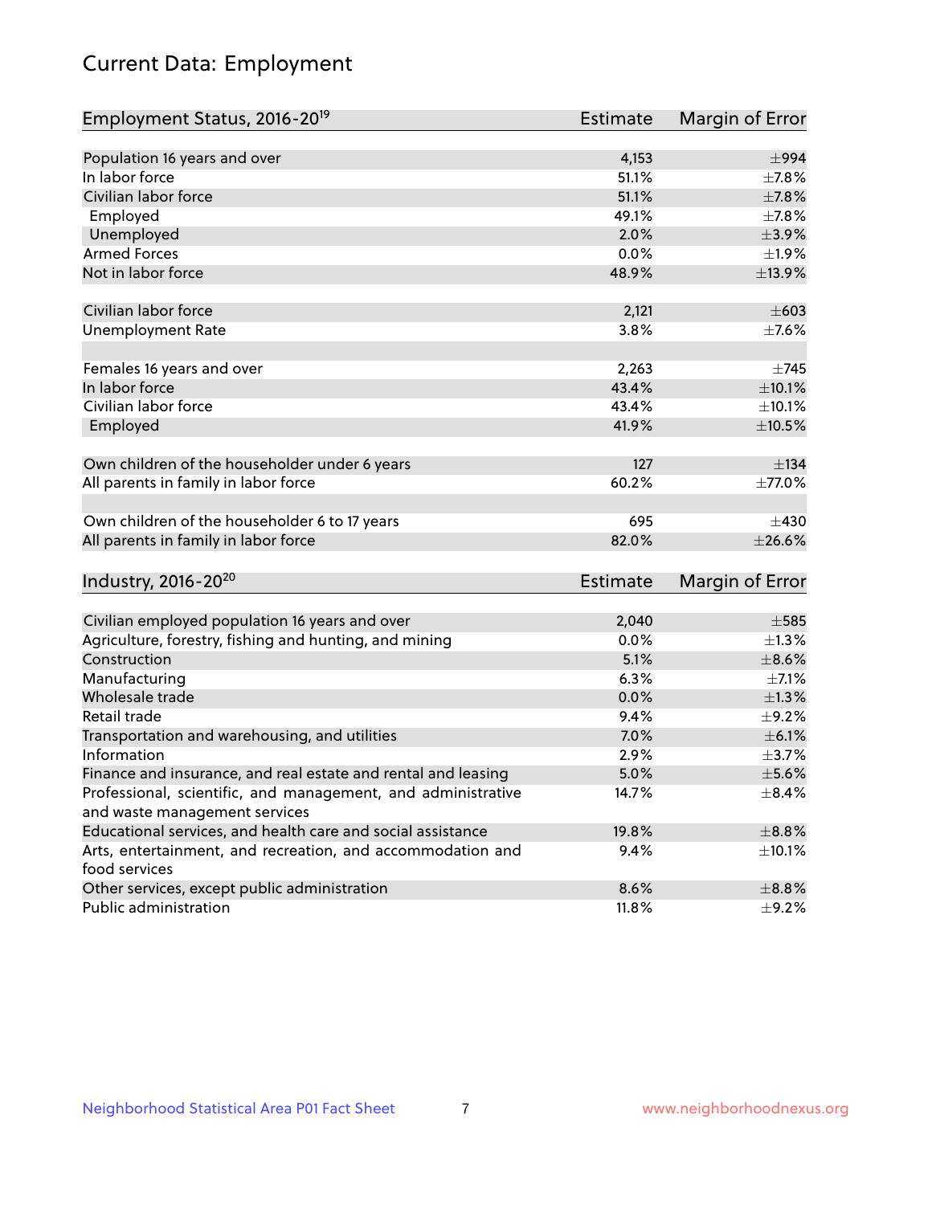# Current Data: Employment

| Employment Status, 2016-20[19] | Estimate | Margin of Error |
| --- | --- | --- |
| Population 16 years and over | 4,153 | ±994 |
| In labor force | 51.1% | ±7.8% |
| Civilian labor force | 51.1% | ±7.8% |
| Employed | 49.1% | ±7.8% |
| Unemployed | 2.0% | ±3.9% |
| Armed Forces | 0.0% | ±1.9% |
| Not in labor force | 48.9% | ±13.9% |
| | | |
| Civilian labor force | 2,121 | ±603 |
| Unemployment Rate | 3.8% | ±7.6% |
| | | |
| Females 16 years and over | 2,263 | ±745 |
| In labor force | 43.4% | ±10.1% |
| Civilian labor force | 43.4% | ±10.1% |
| Employed | 41.9% | ±10.5% |
| | | |
| Own children of the householder under 6 years | 127 | ±134 |
| All parents in family in labor force | 60.2% | ±77.0% |
| | | |
| Own children of the householder 6 to 17 years | 695 | ±430 |
| All parents in family in labor force | 82.0% | ±26.6% |

| Industry, 2016-20[20] | Estimate | Margin of Error |
| --- | --- | --- |
| Civilian employed population 16 years and over | 2,040 | ±585 |
| Agriculture, forestry, fishing and hunting, and mining | 0.0% | ±1.3% |
| Construction | 5.1% | ±8.6% |
| Manufacturing | 6.3% | ±7.1% |
| Wholesale trade | 0.0% | ±1.3% |
| Retail trade | 9.4% | ±9.2% |
| Transportation and warehousing, and utilities | 7.0% | ±6.1% |
| Information | 2.9% | ±3.7% |
| Finance and insurance, and real estate and rental and leasing | 5.0% | ±5.6% |
| Professional, scientific, and management, and administrative and waste management services | 14.7% | ±8.4% |
| Educational services, and health care and social assistance | 19.8% | ±8.8% |
| Arts, entertainment, and recreation, and accommodation and food services | 9.4% | ±10.1% |
| Other services, except public administration | 8.6% | ±8.8% |
| Public administration | 11.8% | ±9.2% |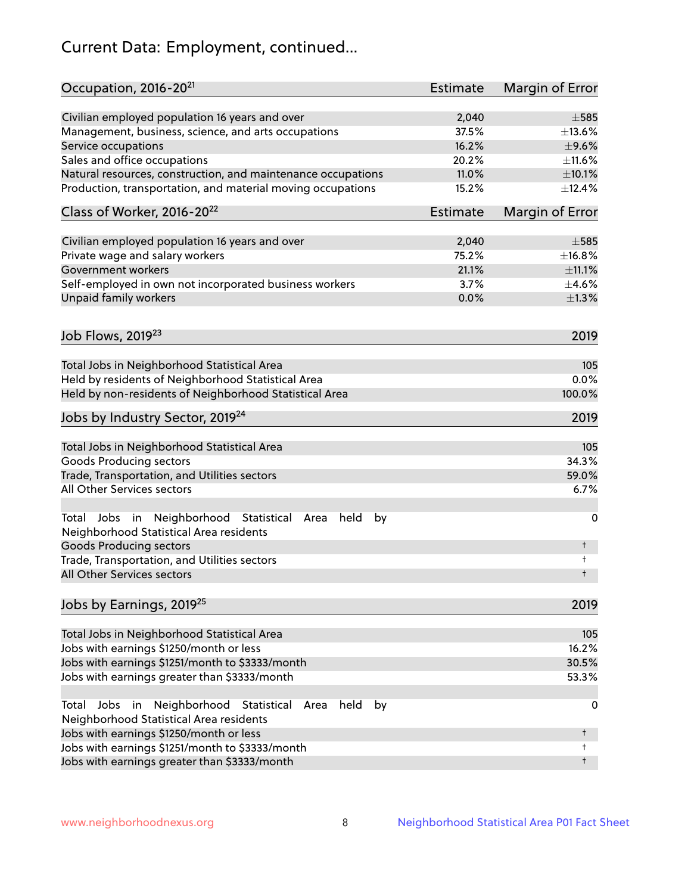# Current Data: Employment, continued...

| Occupation, 2016-20[21] | Estimate | Margin of Error |
|---|---|---|
| Civilian employed population 16 years and over | 2,040 | ±585 |
| Management, business, science, and arts occupations | 37.5% | ±13.6% |
| Service occupations | 16.2% | ±9.6% |
| Sales and office occupations | 20.2% | ±11.6% |
| Natural resources, construction, and maintenance occupations | 11.0% | ±10.1% |
| Production, transportation, and material moving occupations | 15.2% | ±12.4% |

| Class of Worker, 2016-20[22] | Estimate | Margin of Error |
|---|---|---|
| Civilian employed population 16 years and over | 2,040 | ±585 |
| Private wage and salary workers | 75.2% | ±16.8% |
| Government workers | 21.1% | ±11.1% |
| Self-employed in own not incorporated business workers | 3.7% | ±4.6% |
| Unpaid family workers | 0.0% | ±1.3% |

| Job Flows, 2019[23] | 2019 |
|---|---|
| Total Jobs in Neighborhood Statistical Area | 105 |
| Held by residents of Neighborhood Statistical Area | 0.0% |
| Held by non-residents of Neighborhood Statistical Area | 100.0% |

| Jobs by Industry Sector, 2019[24] | 2019 |
|---|---|
| Total Jobs in Neighborhood Statistical Area | 105 |
| Goods Producing sectors | 34.3% |
| Trade, Transportation, and Utilities sectors | 59.0% |
| All Other Services sectors | 6.7% |
| | |
| Total Jobs in Neighborhood Statistical Area held by Neighborhood Statistical Area residents | 0 |
| Goods Producing sectors | † |
| Trade, Transportation, and Utilities sectors | † |
| All Other Services sectors | † |

| Jobs by Earnings, 2019[25] | 2019 |
|---|---|
| Total Jobs in Neighborhood Statistical Area | 105 |
| Jobs with earnings $1250/month or less | 16.2% |
| Jobs with earnings $1251/month to $3333/month | 30.5% |
| Jobs with earnings greater than $3333/month | 53.3% |
| | |
| Total Jobs in Neighborhood Statistical Area held by Neighborhood Statistical Area residents | 0 |
| Jobs with earnings $1250/month or less | † |
| Jobs with earnings $1251/month to $3333/month | † |
| Jobs with earnings greater than $3333/month | † |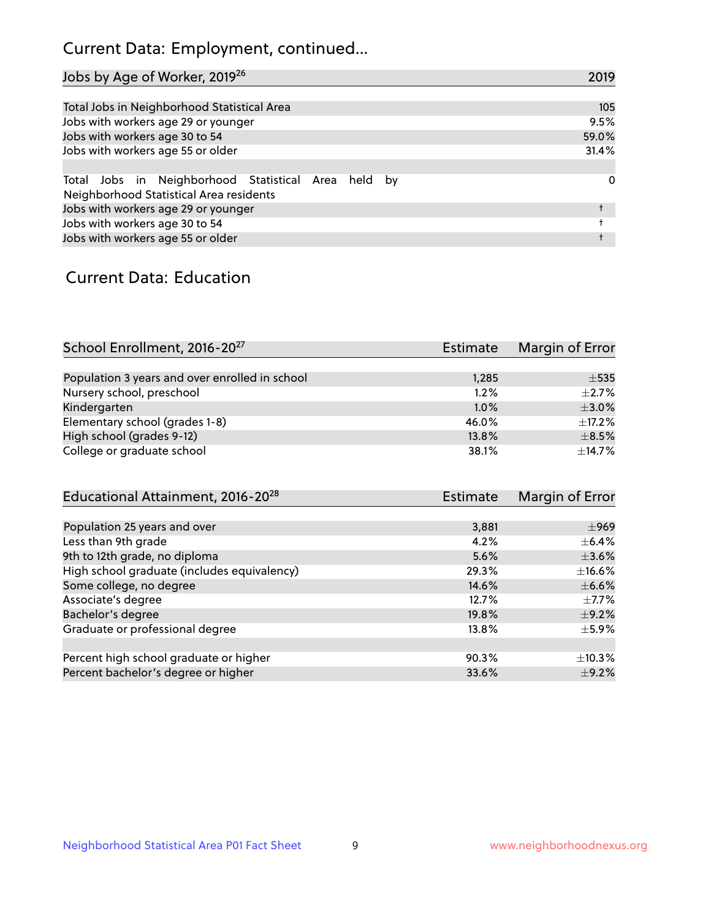# Current Data: Employment, continued...

| Jobs by Age of Worker, 2019[26] | 2019 |
|---|---|
| Total Jobs in Neighborhood Statistical Area | 105 |
| Jobs with workers age 29 or younger | 9.5% |
| Jobs with workers age 30 to 54 | 59.0% |
| Jobs with workers age 55 or older | 31.4% |
| | |
| Total Jobs in Neighborhood Statistical Area held by Neighborhood Statistical Area residents | 0 |
| Jobs with workers age 29 or younger | † |
| Jobs with workers age 30 to 54 | † |
| Jobs with workers age 55 or older | † |

## Current Data: Education

| School Enrollment, 2016-20[27] | Estimate | Margin of Error |
|---|---|---|
| Population 3 years and over enrolled in school | 1,285 | ±535 |
| Nursery school, preschool | 1.2% | ±2.7% |
| Kindergarten | 1.0% | ±3.0% |
| Elementary school (grades 1-8) | 46.0% | ±17.2% |
| High school (grades 9-12) | 13.8% | ±8.5% |
| College or graduate school | 38.1% | ±14.7% |

| Educational Attainment, 2016-20[28] | Estimate | Margin of Error |
|---|---|---|
| Population 25 years and over | 3,881 | ±969 |
| Less than 9th grade | 4.2% | ±6.4% |
| 9th to 12th grade, no diploma | 5.6% | ±3.6% |
| High school graduate (includes equivalency) | 29.3% | ±16.6% |
| Some college, no degree | 14.6% | ±6.6% |
| Associate's degree | 12.7% | ±7.7% |
| Bachelor's degree | 19.8% | ±9.2% |
| Graduate or professional degree | 13.8% | ±5.9% |
| | | |
| Percent high school graduate or higher | 90.3% | ±10.3% |
| Percent bachelor's degree or higher | 33.6% | ±9.2% |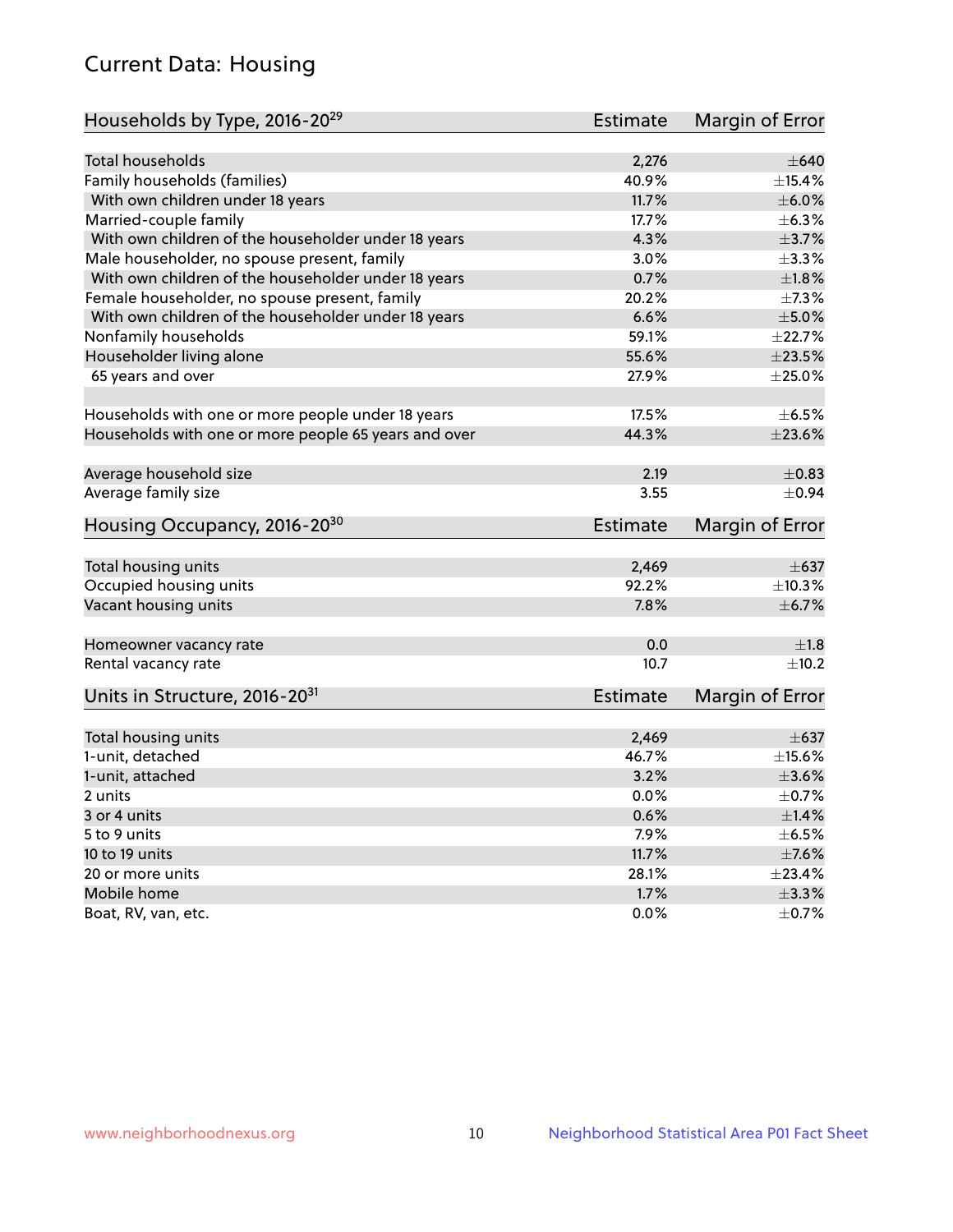## Current Data: Housing

| Households by Type, 2016-20[29] | Estimate | Margin of Error |
|---|---|---|
| Total households | 2,276 | ±640 |
| Family households (families) | 40.9% | ±15.4% |
| With own children under 18 years | 11.7% | ±6.0% |
| Married-couple family | 17.7% | ±6.3% |
| With own children of the householder under 18 years | 4.3% | ±3.7% |
| Male householder, no spouse present, family | 3.0% | ±3.3% |
| With own children of the householder under 18 years | 0.7% | ±1.8% |
| Female householder, no spouse present, family | 20.2% | ±7.3% |
| With own children of the householder under 18 years | 6.6% | ±5.0% |
| Nonfamily households | 59.1% | ±22.7% |
| Householder living alone | 55.6% | ±23.5% |
| 65 years and over | 27.9% | ±25.0% |
| Households with one or more people under 18 years | 17.5% | ±6.5% |
| Households with one or more people 65 years and over | 44.3% | ±23.6% |
| Average household size | 2.19 | ±0.83 |
| Average family size | 3.55 | ±0.94 |

| Housing Occupancy, 2016-20[30] | Estimate | Margin of Error |
|---|---|---|
| Total housing units | 2,469 | ±637 |
| Occupied housing units | 92.2% | ±10.3% |
| Vacant housing units | 7.8% | ±6.7% |
| Homeowner vacancy rate | 0.0 | ±1.8 |
| Rental vacancy rate | 10.7 | ±10.2 |

| Units in Structure, 2016-20[31] | Estimate | Margin of Error |
|---|---|---|
| Total housing units | 2,469 | ±637 |
| 1-unit, detached | 46.7% | ±15.6% |
| 1-unit, attached | 3.2% | ±3.6% |
| 2 units | 0.0% | ±0.7% |
| 3 or 4 units | 0.6% | ±1.4% |
| 5 to 9 units | 7.9% | ±6.5% |
| 10 to 19 units | 11.7% | ±7.6% |
| 20 or more units | 28.1% | ±23.4% |
| Mobile home | 1.7% | ±3.3% |
| Boat, RV, van, etc. | 0.0% | ±0.7% |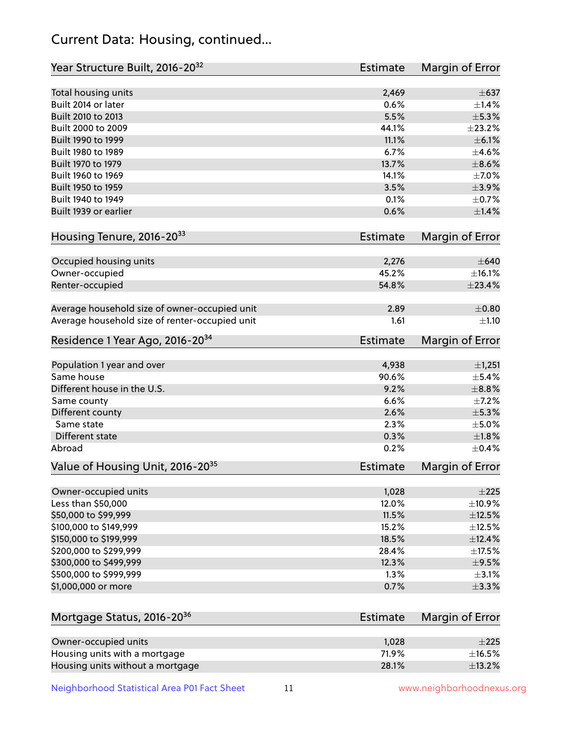# Current Data: Housing, continued...

| Year Structure Built, 2016-20[32] | Estimate | Margin of Error |
|---|---|---|
| Total housing units | 2,469 | ±637 |
| Built 2014 or later | 0.6% | ±1.4% |
| Built 2010 to 2013 | 5.5% | ±5.3% |
| Built 2000 to 2009 | 44.1% | ±23.2% |
| Built 1990 to 1999 | 11.1% | ±6.1% |
| Built 1980 to 1989 | 6.7% | ±4.6% |
| Built 1970 to 1979 | 13.7% | ±8.6% |
| Built 1960 to 1969 | 14.1% | ±7.0% |
| Built 1950 to 1959 | 3.5% | ±3.9% |
| Built 1940 to 1949 | 0.1% | ±0.7% |
| Built 1939 or earlier | 0.6% | ±1.4% |

| Housing Tenure, 2016-20[33] | Estimate | Margin of Error |
|---|---|---|
| Occupied housing units | 2,276 | ±640 |
| Owner-occupied | 45.2% | ±16.1% |
| Renter-occupied | 54.8% | ±23.4% |
| Average household size of owner-occupied unit | 2.89 | ±0.80 |
| Average household size of renter-occupied unit | 1.61 | ±1.10 |

| Residence 1 Year Ago, 2016-20[34] | Estimate | Margin of Error |
|---|---|---|
| Population 1 year and over | 4,938 | ±1,251 |
| Same house | 90.6% | ±5.4% |
| Different house in the U.S. | 9.2% | ±8.8% |
| Same county | 6.6% | ±7.2% |
| Different county | 2.6% | ±5.3% |
| Same state | 2.3% | ±5.0% |
| Different state | 0.3% | ±1.8% |
| Abroad | 0.2% | ±0.4% |

| Value of Housing Unit, 2016-20[35] | Estimate | Margin of Error |
|---|---|---|
| Owner-occupied units | 1,028 | ±225 |
| Less than $50,000 | 12.0% | ±10.9% |
| $50,000 to $99,999 | 11.5% | ±12.5% |
| $100,000 to $149,999 | 15.2% | ±12.5% |
| $150,000 to $199,999 | 18.5% | ±12.4% |
| $200,000 to $299,999 | 28.4% | ±17.5% |
| $300,000 to $499,999 | 12.3% | ±9.5% |
| $500,000 to $999,999 | 1.3% | ±3.1% |
| $1,000,000 or more | 0.7% | ±3.3% |

| Mortgage Status, 2016-20[36] | Estimate | Margin of Error |
|---|---|---|
| Owner-occupied units | 1,028 | ±225 |
| Housing units with a mortgage | 71.9% | ±16.5% |
| Housing units without a mortgage | 28.1% | ±13.2% |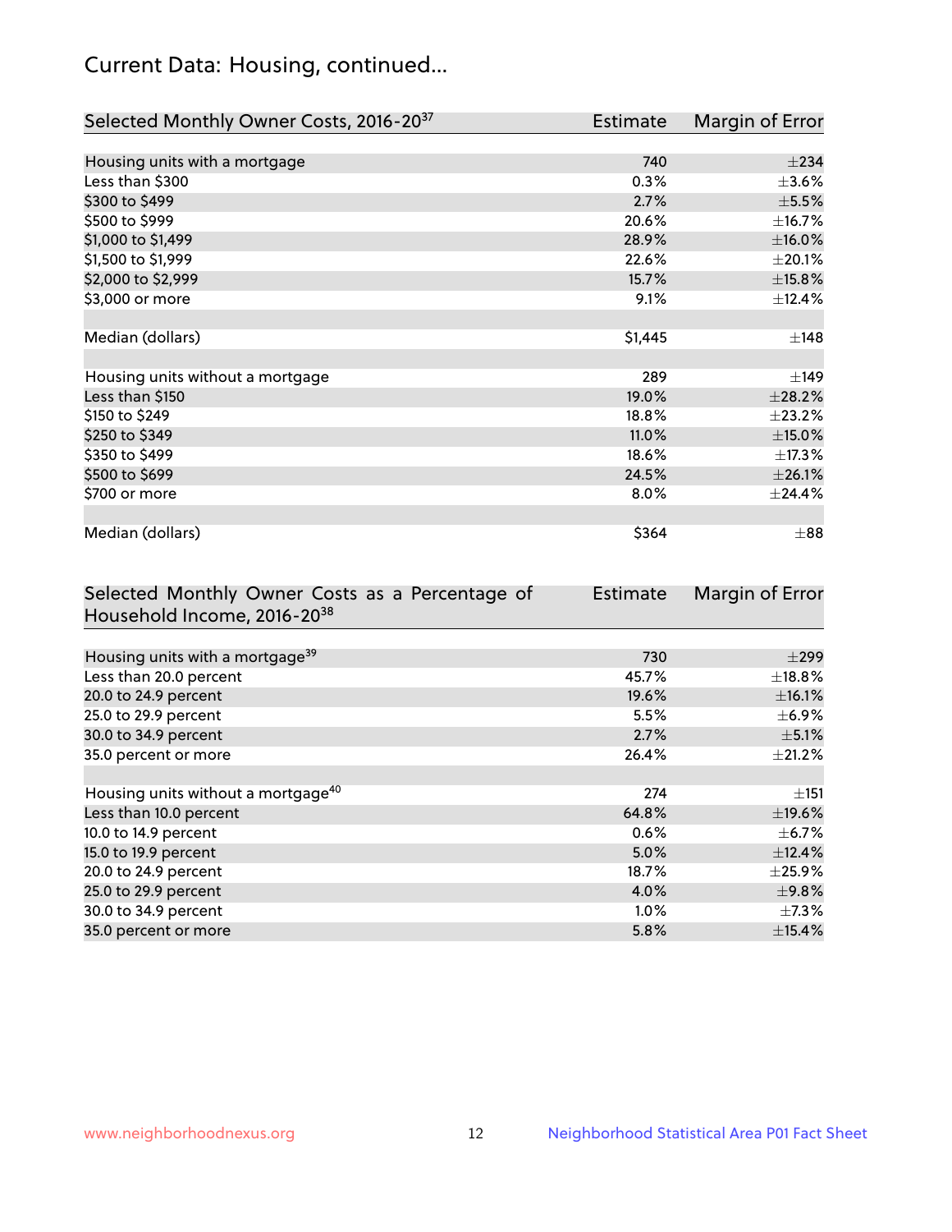## Current Data: Housing, continued...

| Selected Monthly Owner Costs, 2016-20[37] | Estimate | Margin of Error |
|---|---|---|
| Housing units with a mortgage | 740 | ±234 |
| Less than $300 | 0.3% | ±3.6% |
| $300 to $499 | 2.7% | ±5.5% |
| $500 to $999 | 20.6% | ±16.7% |
| $1,000 to $1,499 | 28.9% | ±16.0% |
| $1,500 to $1,999 | 22.6% | ±20.1% |
| $2,000 to $2,999 | 15.7% | ±15.8% |
| $3,000 or more | 9.1% | ±12.4% |
| | | |
| Median (dollars) | $1,445 | ±148 |
| | | |
| Housing units without a mortgage | 289 | ±149 |
| Less than $150 | 19.0% | ±28.2% |
| $150 to $249 | 18.8% | ±23.2% |
| $250 to $349 | 11.0% | ±15.0% |
| $350 to $499 | 18.6% | ±17.3% |
| $500 to $699 | 24.5% | ±26.1% |
| $700 or more | 8.0% | ±24.4% |
| | | |
| Median (dollars) | $364 | ±88 |

| Selected Monthly Owner Costs as a Percentage of Household Income, 2016-20[38] | Estimate | Margin of Error |
|---|---|---|
| Housing units with a mortgage[39] | 730 | ±299 |
| Less than 20.0 percent | 45.7% | ±18.8% |
| 20.0 to 24.9 percent | 19.6% | ±16.1% |
| 25.0 to 29.9 percent | 5.5% | ±6.9% |
| 30.0 to 34.9 percent | 2.7% | ±5.1% |
| 35.0 percent or more | 26.4% | ±21.2% |
| | | |
| Housing units without a mortgage[40] | 274 | ±151 |
| Less than 10.0 percent | 64.8% | ±19.6% |
| 10.0 to 14.9 percent | 0.6% | ±6.7% |
| 15.0 to 19.9 percent | 5.0% | ±12.4% |
| 20.0 to 24.9 percent | 18.7% | ±25.9% |
| 25.0 to 29.9 percent | 4.0% | ±9.8% |
| 30.0 to 34.9 percent | 1.0% | ±7.3% |
| 35.0 percent or more | 5.8% | ±15.4% |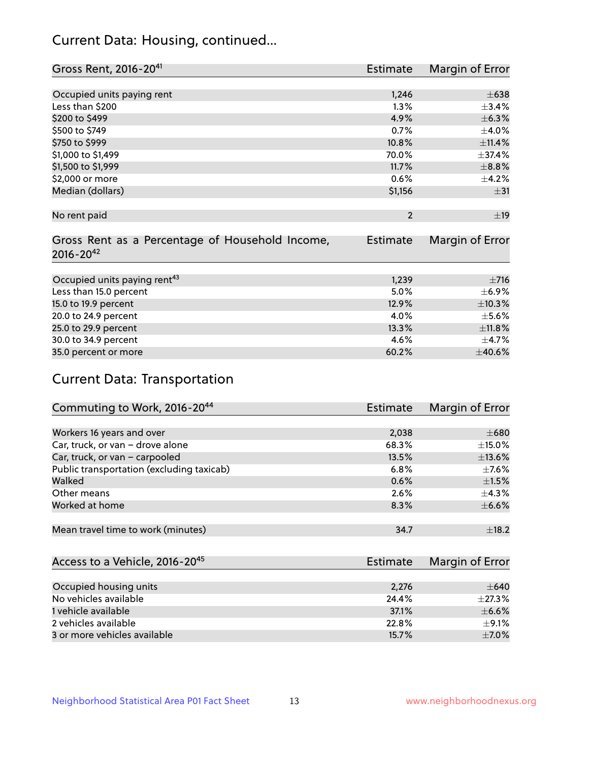## Current Data: Housing, continued...

| Gross Rent, 2016-20[41] | Estimate | Margin of Error |
|---|---|---|
| Occupied units paying rent | 1,246 | ±638 |
| Less than $200 | 1.3% | ±3.4% |
| $200 to $499 | 4.9% | ±6.3% |
| $500 to $749 | 0.7% | ±4.0% |
| $750 to $999 | 10.8% | ±11.4% |
| $1,000 to $1,499 | 70.0% | ±37.4% |
| $1,500 to $1,999 | 11.7% | ±8.8% |
| $2,000 or more | 0.6% | ±4.2% |
| Median (dollars) | $1,156 | ±31 |
| No rent paid | 2 | ±19 |

| Gross Rent as a Percentage of Household Income, 2016-20[42] | Estimate | Margin of Error |
|---|---|---|
| Occupied units paying rent[43] | 1,239 | ±716 |
| Less than 15.0 percent | 5.0% | ±6.9% |
| 15.0 to 19.9 percent | 12.9% | ±10.3% |
| 20.0 to 24.9 percent | 4.0% | ±5.6% |
| 25.0 to 29.9 percent | 13.3% | ±11.8% |
| 30.0 to 34.9 percent | 4.6% | ±4.7% |
| 35.0 percent or more | 60.2% | ±40.6% |

## Current Data: Transportation

| Commuting to Work, 2016-20[44] | Estimate | Margin of Error |
|---|---|---|
| Workers 16 years and over | 2,038 | ±680 |
| Car, truck, or van – drove alone | 68.3% | ±15.0% |
| Car, truck, or van – carpooled | 13.5% | ±13.6% |
| Public transportation (excluding taxicab) | 6.8% | ±7.6% |
| Walked | 0.6% | ±1.5% |
| Other means | 2.6% | ±4.3% |
| Worked at home | 8.3% | ±6.6% |
| Mean travel time to work (minutes) | 34.7 | ±18.2 |

| Access to a Vehicle, 2016-20[45] | Estimate | Margin of Error |
|---|---|---|
| Occupied housing units | 2,276 | ±640 |
| No vehicles available | 24.4% | ±27.3% |
| 1 vehicle available | 37.1% | ±6.6% |
| 2 vehicles available | 22.8% | ±9.1% |
| 3 or more vehicles available | 15.7% | ±7.0% |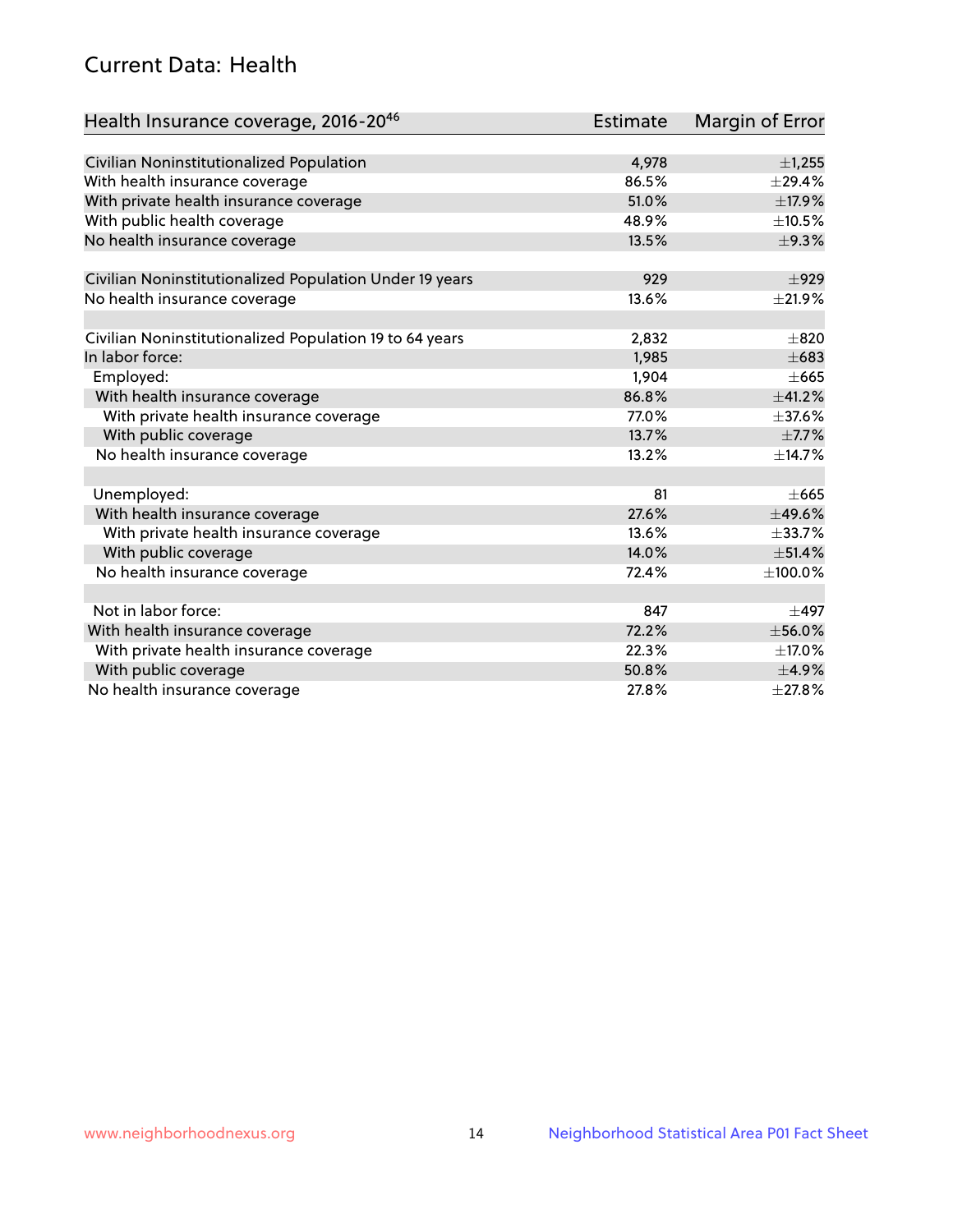# Current Data: Health

| Health Insurance coverage, 2016-20[46] | Estimate | Margin of Error |
| --- | --- | --- |
| Civilian Noninstitutionalized Population | 4,978 | ±1,255 |
| With health insurance coverage | 86.5% | ±29.4% |
| With private health insurance coverage | 51.0% | ±17.9% |
| With public health coverage | 48.9% | ±10.5% |
| No health insurance coverage | 13.5% | ±9.3% |
| | | |
| Civilian Noninstitutionalized Population Under 19 years | 929 | ±929 |
| No health insurance coverage | 13.6% | ±21.9% |
| | | |
| Civilian Noninstitutionalized Population 19 to 64 years | 2,832 | ±820 |
| In labor force: | 1,985 | ±683 |
| Employed: | 1,904 | ±665 |
| With health insurance coverage | 86.8% | ±41.2% |
| With private health insurance coverage | 77.0% | ±37.6% |
| With public coverage | 13.7% | ±7.7% |
| No health insurance coverage | 13.2% | ±14.7% |
| | | |
| Unemployed: | 81 | ±665 |
| With health insurance coverage | 27.6% | ±49.6% |
| With private health insurance coverage | 13.6% | ±33.7% |
| With public coverage | 14.0% | ±51.4% |
| No health insurance coverage | 72.4% | ±100.0% |
| | | |
| Not in labor force: | 847 | ±497 |
| With health insurance coverage | 72.2% | ±56.0% |
| With private health insurance coverage | 22.3% | ±17.0% |
| With public coverage | 50.8% | ±4.9% |
| No health insurance coverage | 27.8% | ±27.8% |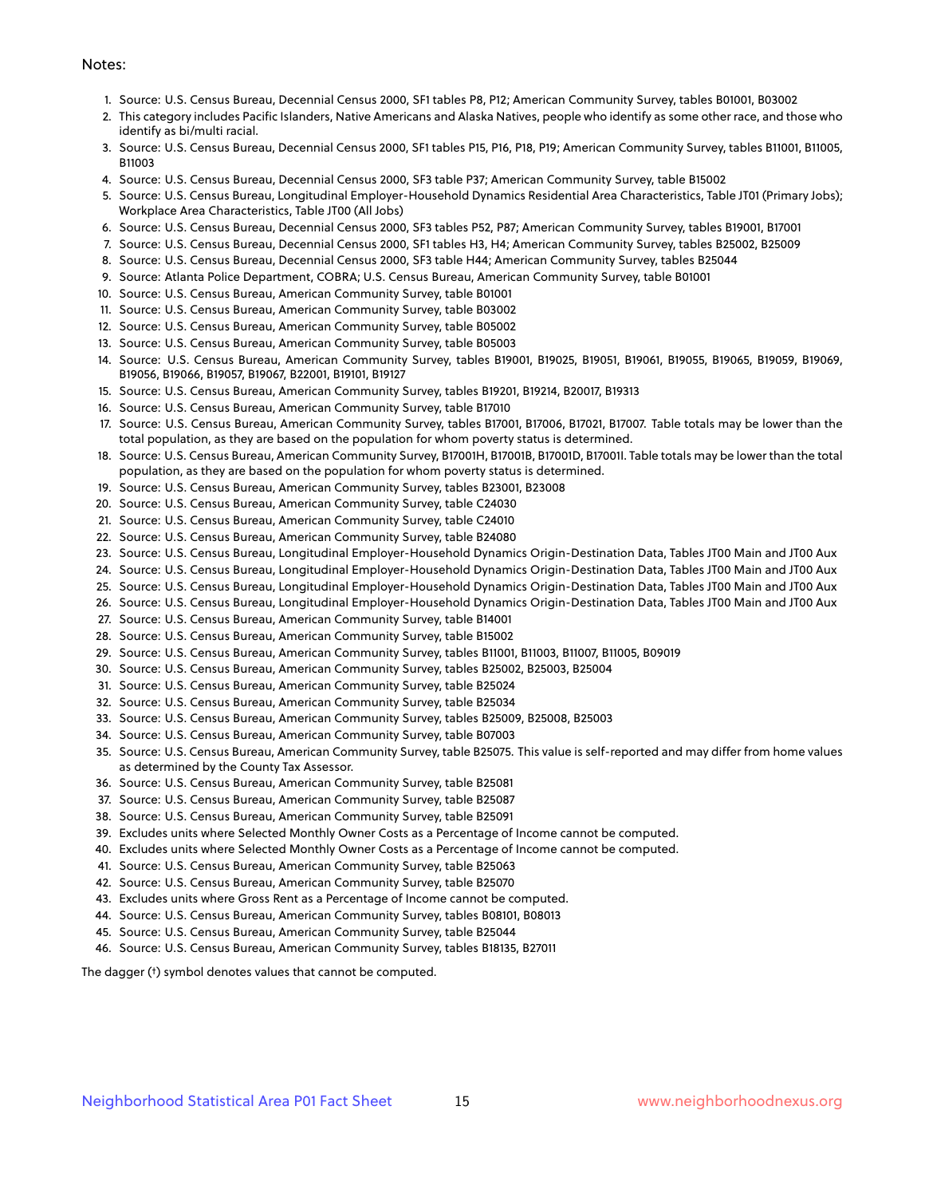Notes:

1. Source: U.S. Census Bureau, Decennial Census 2000, SF1 tables P8, P12; American Community Survey, tables B01001, B03002
2. This category includes Pacific Islanders, Native Americans and Alaska Natives, people who identify as some other race, and those who identify as bi/multi racial.
3. Source: U.S. Census Bureau, Decennial Census 2000, SF1 tables P15, P16, P18, P19; American Community Survey, tables B11001, B11005, B11003
4. Source: U.S. Census Bureau, Decennial Census 2000, SF3 table P37; American Community Survey, table B15002
5. Source: U.S. Census Bureau, Longitudinal Employer-Household Dynamics Residential Area Characteristics, Table JT01 (Primary Jobs); Workplace Area Characteristics, Table JT00 (All Jobs)
6. Source: U.S. Census Bureau, Decennial Census 2000, SF3 tables P52, P87; American Community Survey, tables B19001, B17001
7. Source: U.S. Census Bureau, Decennial Census 2000, SF1 tables H3, H4; American Community Survey, tables B25002, B25009
8. Source: U.S. Census Bureau, Decennial Census 2000, SF3 table H44; American Community Survey, tables B25044
9. Source: Atlanta Police Department, COBRA; U.S. Census Bureau, American Community Survey, table B01001
10. Source: U.S. Census Bureau, American Community Survey, table B01001
11. Source: U.S. Census Bureau, American Community Survey, table B03002
12. Source: U.S. Census Bureau, American Community Survey, table B05002
13. Source: U.S. Census Bureau, American Community Survey, table B05003
14. Source: U.S. Census Bureau, American Community Survey, tables B19001, B19025, B19051, B19061, B19055, B19065, B19059, B19069, B19056, B19066, B19057, B19067, B22001, B19101, B19127
15. Source: U.S. Census Bureau, American Community Survey, tables B19201, B19214, B20017, B19313
16. Source: U.S. Census Bureau, American Community Survey, table B17010
17. Source: U.S. Census Bureau, American Community Survey, tables B17001, B17006, B17021, B17007. Table totals may be lower than the total population, as they are based on the population for whom poverty status is determined.
18. Source: U.S. Census Bureau, American Community Survey, B17001H, B17001B, B17001D, B17001I. Table totals may be lower than the total population, as they are based on the population for whom poverty status is determined.
19. Source: U.S. Census Bureau, American Community Survey, tables B23001, B23008
20. Source: U.S. Census Bureau, American Community Survey, table C24030
21. Source: U.S. Census Bureau, American Community Survey, table C24010
22. Source: U.S. Census Bureau, American Community Survey, table B24080
23. Source: U.S. Census Bureau, Longitudinal Employer-Household Dynamics Origin-Destination Data, Tables JT00 Main and JT00 Aux
24. Source: U.S. Census Bureau, Longitudinal Employer-Household Dynamics Origin-Destination Data, Tables JT00 Main and JT00 Aux
25. Source: U.S. Census Bureau, Longitudinal Employer-Household Dynamics Origin-Destination Data, Tables JT00 Main and JT00 Aux
26. Source: U.S. Census Bureau, Longitudinal Employer-Household Dynamics Origin-Destination Data, Tables JT00 Main and JT00 Aux
27. Source: U.S. Census Bureau, American Community Survey, table B14001
28. Source: U.S. Census Bureau, American Community Survey, table B15002
29. Source: U.S. Census Bureau, American Community Survey, tables B11001, B11003, B11007, B11005, B09019
30. Source: U.S. Census Bureau, American Community Survey, tables B25002, B25003, B25004
31. Source: U.S. Census Bureau, American Community Survey, table B25024
32. Source: U.S. Census Bureau, American Community Survey, table B25034
33. Source: U.S. Census Bureau, American Community Survey, tables B25009, B25008, B25003
34. Source: U.S. Census Bureau, American Community Survey, table B07003
35. Source: U.S. Census Bureau, American Community Survey, table B25075. This value is self-reported and may differ from home values as determined by the County Tax Assessor.
36. Source: U.S. Census Bureau, American Community Survey, table B25081
37. Source: U.S. Census Bureau, American Community Survey, table B25087
38. Source: U.S. Census Bureau, American Community Survey, table B25091
39. Excludes units where Selected Monthly Owner Costs as a Percentage of Income cannot be computed.
40. Excludes units where Selected Monthly Owner Costs as a Percentage of Income cannot be computed.
41. Source: U.S. Census Bureau, American Community Survey, table B25063
42. Source: U.S. Census Bureau, American Community Survey, table B25070
43. Excludes units where Gross Rent as a Percentage of Income cannot be computed.
44. Source: U.S. Census Bureau, American Community Survey, tables B08101, B08013
45. Source: U.S. Census Bureau, American Community Survey, table B25044
46. Source: U.S. Census Bureau, American Community Survey, tables B18135, B27011

The dagger (†) symbol denotes values that cannot be computed.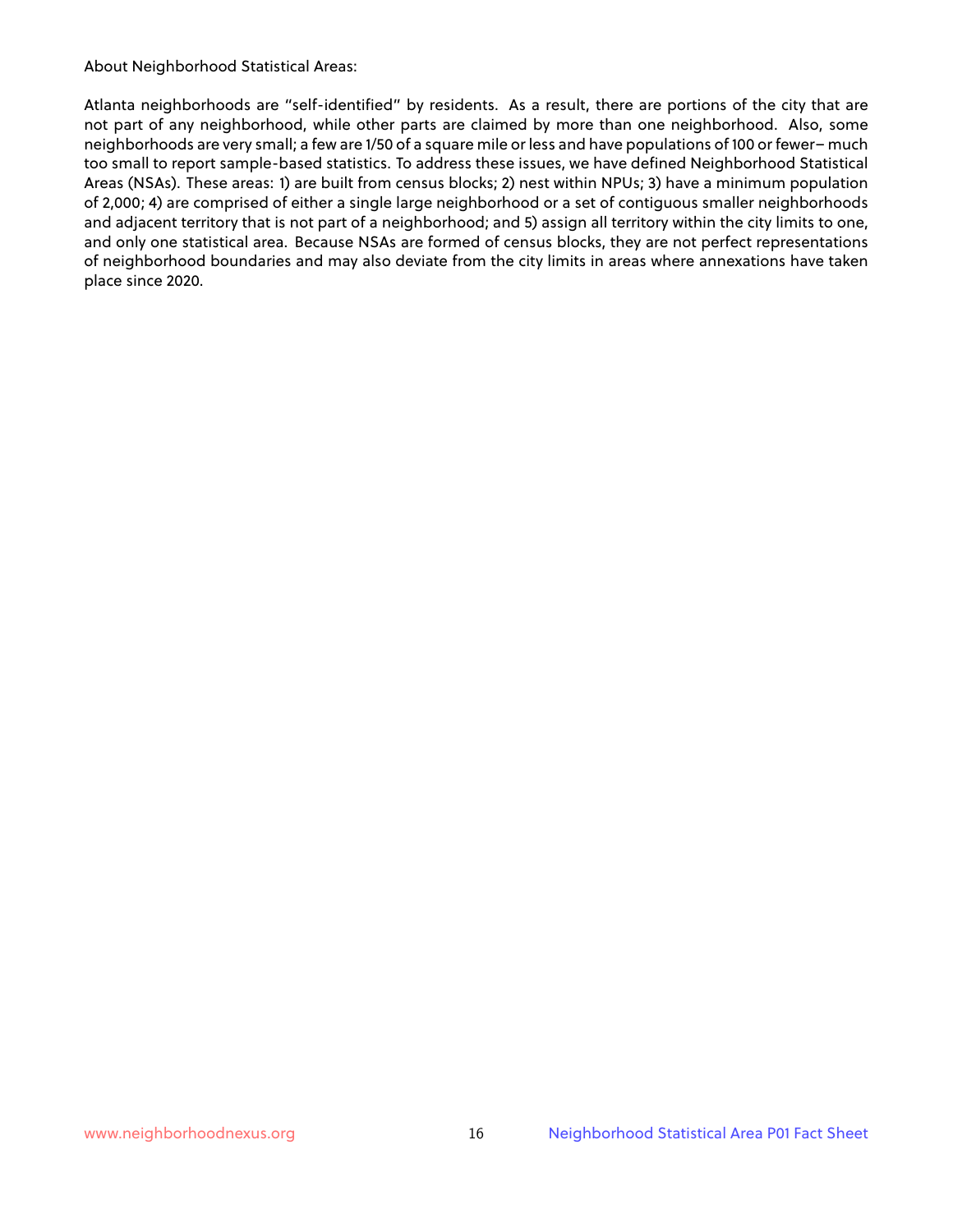About Neighborhood Statistical Areas:

Atlanta neighborhoods are "self-identified" by residents. As a result, there are portions of the city that are not part of any neighborhood, while other parts are claimed by more than one neighborhood. Also, some neighborhoods are very small; a few are 1/50 of a square mile or less and have populations of 100 or fewer– much too small to report sample-based statistics. To address these issues, we have defined Neighborhood Statistical Areas (NSAs). These areas: 1) are built from census blocks; 2) nest within NPUs; 3) have a minimum population of 2,000; 4) are comprised of either a single large neighborhood or a set of contiguous smaller neighborhoods and adjacent territory that is not part of a neighborhood; and 5) assign all territory within the city limits to one, and only one statistical area. Because NSAs are formed of census blocks, they are not perfect representations of neighborhood boundaries and may also deviate from the city limits in areas where annexations have taken place since 2020.